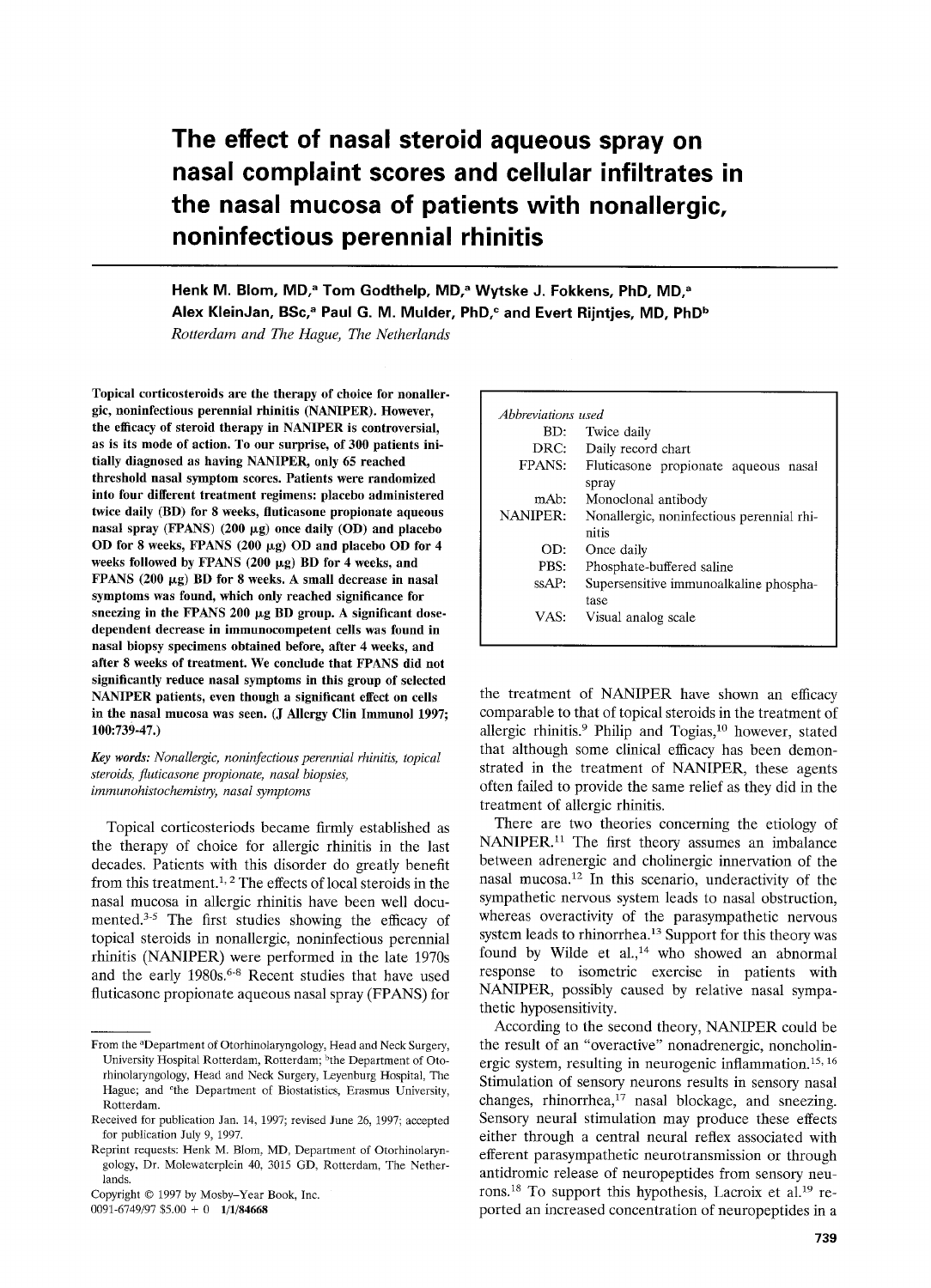# The effect of nasal steroid aqueous spray on nasal complaint scores and cellular infiltrates in the nasal mucosa of patients with nonallergic, noninfectious perennial rhinitis

**Henk M. Blom, MD,[a] Tom Godthelp, MD,[a] Wytske J. Fokkens, PhD, MD,[a] Alex KleinJan, BSc,[a] Paul G. M. Mulder, PhD,[c] and Evert Rijntjes, MD, PhD[b]**

*Rotterdam and The Hague, The Netherlands*

**Topical corticosteroids are the therapy of choice for nonallergic, noninfectious perennial rhinitis (NANIPER). However, the efficacy of steroid therapy in NANIPER is controversial, as is its mode of action. To our surprise, of 300 patients initially diagnosed as having NANIPER, only 65 reached threshold nasal symptom scores. Patients were randomized into four different treatment regimens: placebo administered twice daily (BD) for 8 weeks, fluticasone propionate aqueous nasal spray (FPANS) (200 μg) once daily (OD) and placebo OD for 8 weeks, FPANS (200 μg) OD and placebo OD for 4 weeks followed by FPANS (200 μg) BD for 4 weeks, and FPANS (200 μg) BD for 8 weeks. A small decrease in nasal symptoms was found, which only reached significance for sneezing in the FPANS 200 μg BD group. A significant dose-dependent decrease in immunocompetent cells was found in nasal biopsy specimens obtained before, after 4 weeks, and after 8 weeks of treatment. We conclude that FPANS did not significantly reduce nasal symptoms in this group of selected NANIPER patients, even though a significant effect on cells in the nasal mucosa was seen. (J Allergy Clin Immunol 1997; 100:739-47.)**

*Key words: Nonallergic, noninfectious perennial rhinitis, topical steroids, fluticasone propionate, nasal biopsies, immunohistochemistry, nasal symptoms*

*Abbreviations used*

| | |
|---|---|
| BD: | Twice daily |
| DRC: | Daily record chart |
| FPANS: | Fluticasone propionate aqueous nasal spray |
| mAb: | Monoclonal antibody |
| NANIPER: | Nonallergic, noninfectious perennial rhinitis |
| OD: | Once daily |
| PBS: | Phosphate-buffered saline |
| ssAP: | Supersensitive immunoalkaline phosphatase |
| VAS: | Visual analog scale |

Topical corticosteriods became firmly established as the therapy of choice for allergic rhinitis in the last decades. Patients with this disorder do greatly benefit from this treatment.[1,2] The effects of local steroids in the nasal mucosa in allergic rhinitis have been well documented.[3-5] The first studies showing the efficacy of topical steroids in nonallergic, noninfectious perennial rhinitis (NANIPER) were performed in the late 1970s and the early 1980s.[6-8] Recent studies that have used fluticasone propionate aqueous nasal spray (FPANS) for the treatment of NANIPER have shown an efficacy comparable to that of topical steroids in the treatment of allergic rhinitis.[9] Philip and Togias,[10] however, stated that although some clinical efficacy has been demonstrated in the treatment of NANIPER, these agents often failed to provide the same relief as they did in the treatment of allergic rhinitis.

There are two theories concerning the etiology of NANIPER.[11] The first theory assumes an imbalance between adrenergic and cholinergic innervation of the nasal mucosa.[12] In this scenario, underactivity of the sympathetic nervous system leads to nasal obstruction, whereas overactivity of the parasympathetic nervous system leads to rhinorrhea.[13] Support for this theory was found by Wilde et al.,[14] who showed an abnormal response to isometric exercise in patients with NANIPER, possibly caused by relative nasal sympathetic hyposensitivity.

According to the second theory, NANIPER could be the result of an "overactive" nonadrenergic, noncholinergic system, resulting in neurogenic inflammation.[15,16] Stimulation of sensory neurons results in sensory nasal changes, rhinorrhea,[17] nasal blockage, and sneezing. Sensory neural stimulation may produce these effects either through a central neural reflex associated with efferent parasympathetic neurotransmission or through antidromic release of neuropeptides from sensory neurons.[18] To support this hypothesis, Lacroix et al.[19] reported an increased concentration of neuropeptides in a

---

From the [a]Department of Otorhinolaryngology, Head and Neck Surgery, University Hospital Rotterdam, Rotterdam; [b]the Department of Otorhinolaryngology, Head and Neck Surgery, Leyenburg Hospital, The Hague; and [c]the Department of Biostatistics, Erasmus University, Rotterdam.

Received for publication Jan. 14, 1997; revised June 26, 1997; accepted for publication July 9, 1997.

Reprint requests: Henk M. Blom, MD, Department of Otorhinolaryngology, Dr. Molewaterplein 40, 3015 GD, Rotterdam, The Netherlands.

Copyright © 1997 by Mosby-Year Book, Inc.
0091-6749/97 $5.00 + 0 **1/1/84668**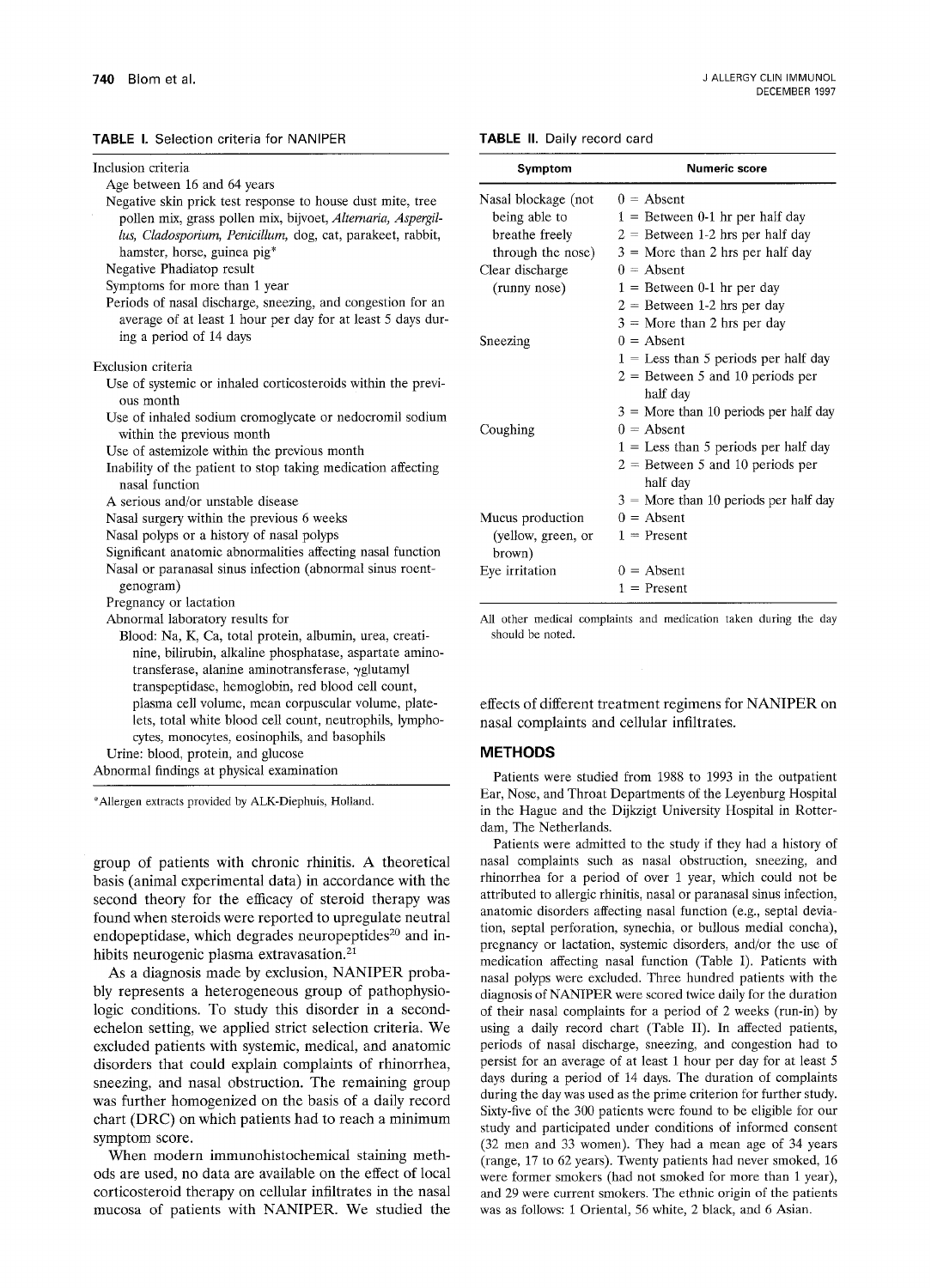**TABLE I.** Selection criteria for NANIPER

Inclusion criteria
- Age between 16 and 64 years
- Negative skin prick test response to house dust mite, tree pollen mix, grass pollen mix, bijvoet, *Alternaria, Aspergillus, Cladosporium, Penicillum*, dog, cat, parakeet, rabbit, hamster, horse, guinea pig*
- Negative Phadiatop result
- Symptoms for more than 1 year
- Periods of nasal discharge, sneezing, and congestion for an average of at least 1 hour per day for at least 5 days during a period of 14 days

Exclusion criteria
- Use of systemic or inhaled corticosteroids within the previous month
- Use of inhaled sodium cromoglycate or nedocromil sodium within the previous month
- Use of astemizole within the previous month
- Inability of the patient to stop taking medication affecting nasal function
- A serious and/or unstable disease
- Nasal surgery within the previous 6 weeks
- Nasal polyps or a history of nasal polyps
- Significant anatomic abnormalities affecting nasal function
- Nasal or paranasal sinus infection (abnormal sinus roentgenogram)
- Pregnancy or lactation
- Abnormal laboratory results for
  - Blood: Na, K, Ca, total protein, albumin, urea, creatinine, bilirubin, alkaline phosphatase, aspartate aminotransferase, alanine aminotransferase, γglutamyl transpeptidase, hemoglobin, red blood cell count, plasma cell volume, mean corpuscular volume, platelets, total white blood cell count, neutrophils, lymphocytes, monocytes, eosinophils, and basophils
  - Urine: blood, protein, and glucose
- Abnormal findings at physical examination

*Allergen extracts provided by ALK-Diephuis, Holland.

**TABLE II.** Daily record card

| Symptom | Numeric score |
|---|---|
| Nasal blockage (not being able to breathe freely through the nose) | 0 = Absent<br>1 = Between 0-1 hr per half day<br>2 = Between 1-2 hrs per half day<br>3 = More than 2 hrs per half day |
| Clear discharge (runny nose) | 0 = Absent<br>1 = Between 0-1 hr per day<br>2 = Between 1-2 hrs per day<br>3 = More than 2 hrs per day |
| Sneezing | 0 = Absent<br>1 = Less than 5 periods per half day<br>2 = Between 5 and 10 periods per half day<br>3 = More than 10 periods per half day |
| Coughing | 0 = Absent<br>1 = Less than 5 periods per half day<br>2 = Between 5 and 10 periods per half day<br>3 = More than 10 periods per half day |
| Mucus production (yellow, green, or brown) | 0 = Absent<br>1 = Present |
| Eye irritation | 0 = Absent<br>1 = Present |

All other medical complaints and medication taken during the day should be noted.

group of patients with chronic rhinitis. A theoretical basis (animal experimental data) in accordance with the second theory for the efficacy of steroid therapy was found when steroids were reported to upregulate neutral endopeptidase, which degrades neuropeptides[20] and inhibits neurogenic plasma extravasation.[21]

As a diagnosis made by exclusion, NANIPER probably represents a heterogeneous group of pathophysiologic conditions. To study this disorder in a second-echelon setting, we applied strict selection criteria. We excluded patients with systemic, medical, and anatomic disorders that could explain complaints of rhinorrhea, sneezing, and nasal obstruction. The remaining group was further homogenized on the basis of a daily record chart (DRC) on which patients had to reach a minimum symptom score.

When modern immunohistochemical staining methods are used, no data are available on the effect of local corticosteroid therapy on cellular infiltrates in the nasal mucosa of patients with NANIPER. We studied the effects of different treatment regimens for NANIPER on nasal complaints and cellular infiltrates.

## METHODS

Patients were studied from 1988 to 1993 in the outpatient Ear, Nose, and Throat Departments of the Leyenburg Hospital in the Hague and the Dijkzigt University Hospital in Rotterdam, The Netherlands.

Patients were admitted to the study if they had a history of nasal complaints such as nasal obstruction, sneezing, and rhinorrhea for a period of over 1 year, which could not be attributed to allergic rhinitis, nasal or paranasal sinus infection, anatomic disorders affecting nasal function (e.g., septal deviation, septal perforation, synechia, or bullous medial concha), pregnancy or lactation, systemic disorders, and/or the use of medication affecting nasal function (Table I). Patients with nasal polyps were excluded. Three hundred patients with the diagnosis of NANIPER were scored twice daily for the duration of their nasal complaints for a period of 2 weeks (run-in) by using a daily record chart (Table II). In affected patients, periods of nasal discharge, sneezing, and congestion had to persist for an average of at least 1 hour per day for at least 5 days during a period of 14 days. The duration of complaints during the day was used as the prime criterion for further study. Sixty-five of the 300 patients were found to be eligible for our study and participated under conditions of informed consent (32 men and 33 women). They had a mean age of 34 years (range, 17 to 62 years). Twenty patients had never smoked, 16 were former smokers (had not smoked for more than 1 year), and 29 were current smokers. The ethnic origin of the patients was as follows: 1 Oriental, 56 white, 2 black, and 6 Asian.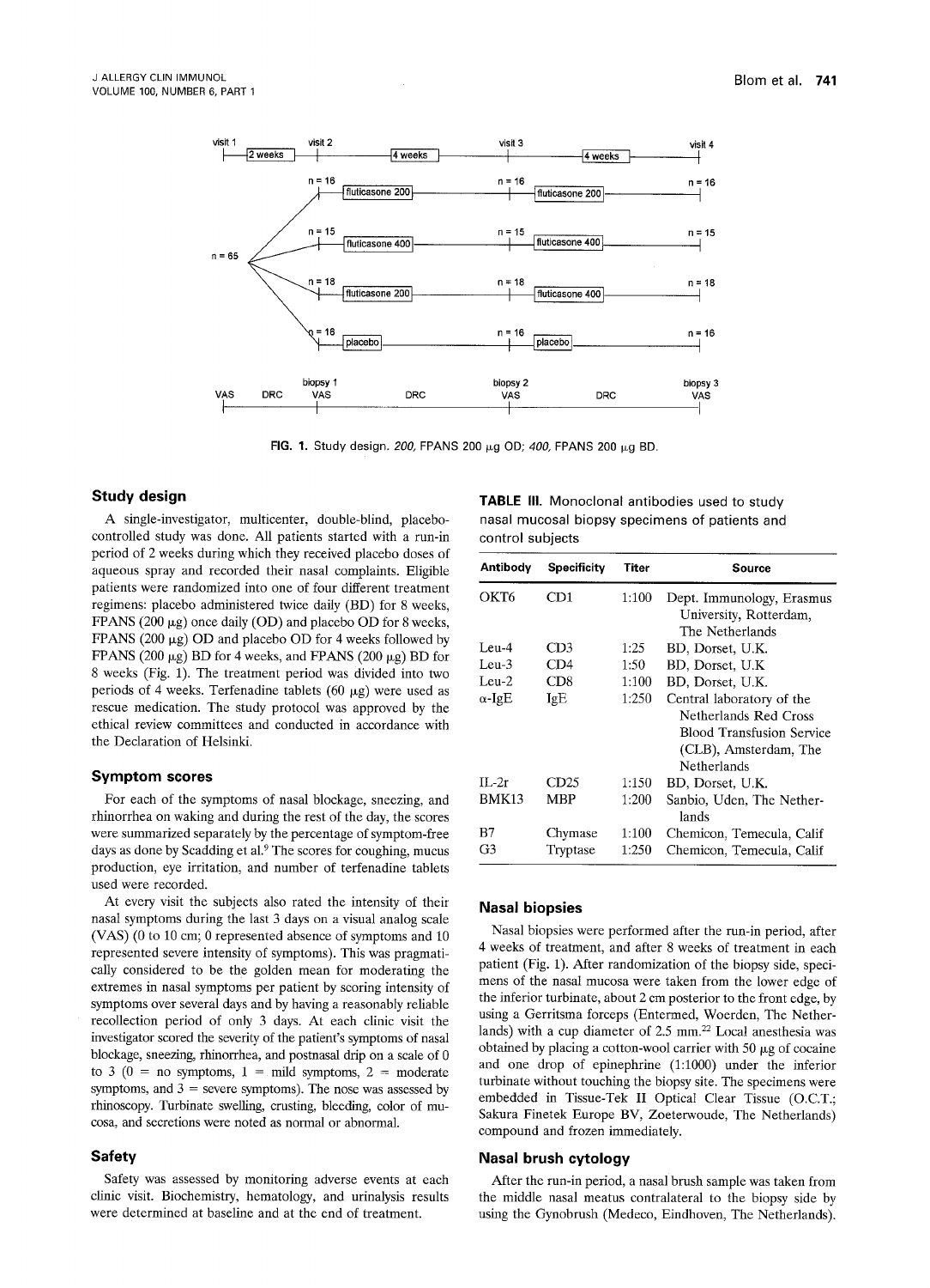FIG. 1. Study design. *200,* FPANS 200 μg OD; *400,* FPANS 200 μg BD.

## Study design

A single-investigator, multicenter, double-blind, placebo-controlled study was done. All patients started with a run-in period of 2 weeks during which they received placebo doses of aqueous spray and recorded their nasal complaints. Eligible patients were randomized into one of four different treatment regimens: placebo administered twice daily (BD) for 8 weeks, FPANS (200 μg) once daily (OD) and placebo OD for 8 weeks, FPANS (200 μg) OD and placebo OD for 4 weeks followed by FPANS (200 μg) BD for 4 weeks, and FPANS (200 μg) BD for 8 weeks (Fig. 1). The treatment period was divided into two periods of 4 weeks. Terfenadine tablets (60 μg) were used as rescue medication. The study protocol was approved by the ethical review committees and conducted in accordance with the Declaration of Helsinki.

## Symptom scores

For each of the symptoms of nasal blockage, sneezing, and rhinorrhea on waking and during the rest of the day, the scores were summarized separately by the percentage of symptom-free days as done by Scadding et al.[9] The scores for coughing, mucus production, eye irritation, and number of terfenadine tablets used were recorded.

At every visit the subjects also rated the intensity of their nasal symptoms during the last 3 days on a visual analog scale (VAS) (0 to 10 cm; 0 represented absence of symptoms and 10 represented severe intensity of symptoms). This was pragmatically considered to be the golden mean for moderating the extremes in nasal symptoms per patient by scoring intensity of symptoms over several days and by having a reasonably reliable recollection period of only 3 days. At each clinic visit the investigator scored the severity of the patient's symptoms of nasal blockage, sneezing, rhinorrhea, and postnasal drip on a scale of 0 to 3 (0 = no symptoms, 1 = mild symptoms, 2 = moderate symptoms, and 3 = severe symptoms). The nose was assessed by rhinoscopy. Turbinate swelling, crusting, bleeding, color of mucosa, and secretions were noted as normal or abnormal.

## Safety

Safety was assessed by monitoring adverse events at each clinic visit. Biochemistry, hematology, and urinalysis results were determined at baseline and at the end of treatment.

**TABLE III.** Monoclonal antibodies used to study nasal mucosal biopsy specimens of patients and control subjects

| Antibody | Specificity | Titer | Source |
|---|---|---|---|
| OKT6 | CD1 | 1:100 | Dept. Immunology, Erasmus University, Rotterdam, The Netherlands |
| Leu-4 | CD3 | 1:25 | BD, Dorset, U.K. |
| Leu-3 | CD4 | 1:50 | BD, Dorset, U.K |
| Leu-2 | CD8 | 1:100 | BD, Dorset, U.K. |
| α-IgE | IgE | 1:250 | Central laboratory of the Netherlands Red Cross Blood Transfusion Service (CLB), Amsterdam, The Netherlands |
| IL-2r | CD25 | 1:150 | BD, Dorset, U.K. |
| BMK13 | MBP | 1:200 | Sanbio, Uden, The Netherlands |
| B7 | Chymase | 1:100 | Chemicon, Temecula, Calif |
| G3 | Tryptase | 1:250 | Chemicon, Temecula, Calif |

## Nasal biopsies

Nasal biopsies were performed after the run-in period, after 4 weeks of treatment, and after 8 weeks of treatment in each patient (Fig. 1). After randomization of the biopsy side, specimens of the nasal mucosa were taken from the lower edge of the inferior turbinate, about 2 cm posterior to the front edge, by using a Gerritsma forceps (Entermed, Woerden, The Netherlands) with a cup diameter of 2.5 mm.[22] Local anesthesia was obtained by placing a cotton-wool carrier with 50 μg of cocaine and one drop of epinephrine (1:1000) under the inferior turbinate without touching the biopsy site. The specimens were embedded in Tissue-Tek II Optical Clear Tissue (O.C.T.; Sakura Finetek Europe BV, Zoeterwoude, The Netherlands) compound and frozen immediately.

## Nasal brush cytology

After the run-in period, a nasal brush sample was taken from the middle nasal meatus contralateral to the biopsy side by using the Gynobrush (Medeco, Eindhoven, The Netherlands).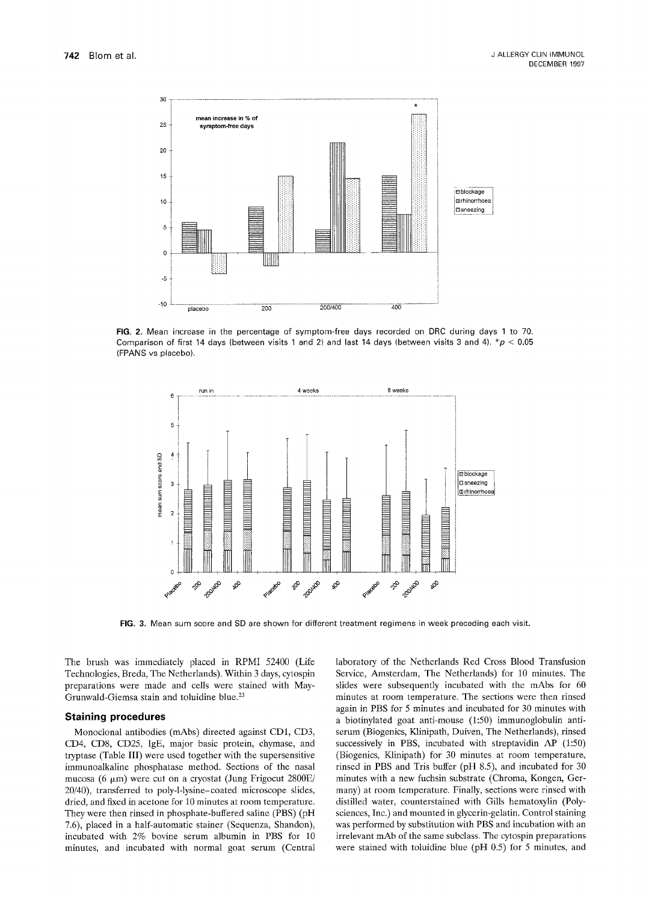FIG. 2. Mean increase in the percentage of symptom-free days recorded on DRC during days 1 to 70. Comparison of first 14 days (between visits 1 and 2) and last 14 days (between visits 3 and 4). *$p < 0.05$ (FPANS vs placebo).

FIG. 3. Mean sum score and SD are shown for different treatment regimens in week preceding each visit.

The brush was immediately placed in RPMI 52400 (Life Technologies, Breda, The Netherlands). Within 3 days, cytospin preparations were made and cells were stained with May-Grunwald-Giemsa stain and toluidine blue.[23]

## Staining procedures

Monoclonal antibodies (mAbs) directed against CD1, CD3, CD4, CD8, CD25, IgE, major basic protein, chymase, and tryptase (Table III) were used together with the supersensitive immunoalkaline phosphatase method. Sections of the nasal mucosa (6 μm) were cut on a cryostat (Jung Frigocut 2800E/20/40), transferred to poly-l-lysine–coated microscope slides, dried, and fixed in acetone for 10 minutes at room temperature. They were then rinsed in phosphate-buffered saline (PBS) (pH 7.6), placed in a half-automatic stainer (Sequenza, Shandon), incubated with 2% bovine serum albumin in PBS for 10 minutes, and incubated with normal goat serum (Central laboratory of the Netherlands Red Cross Blood Transfusion Service, Amsterdam, The Netherlands) for 10 minutes. The slides were subsequently incubated with the mAbs for 60 minutes at room temperature. The sections were then rinsed again in PBS for 5 minutes and incubated for 30 minutes with a biotinylated goat anti-mouse (1:50) immunoglobulin antiserum (Biogenics, Klinipath, Duiven, The Netherlands), rinsed successively in PBS, incubated with streptavidin AP (1:50) (Biogenics, Klinipath) for 30 minutes at room temperature, rinsed in PBS and Tris buffer (pH 8.5), and incubated for 30 minutes with a new fuchsin substrate (Chroma, Kongen, Germany) at room temperature. Finally, sections were rinsed with distilled water, counterstained with Gills hematoxylin (Polysciences, Inc.) and mounted in glycerin-gelatin. Control staining was performed by substitution with PBS and incubation with an irrelevant mAb of the same subclass. The cytospin preparations were stained with toluidine blue (pH 0.5) for 5 minutes, and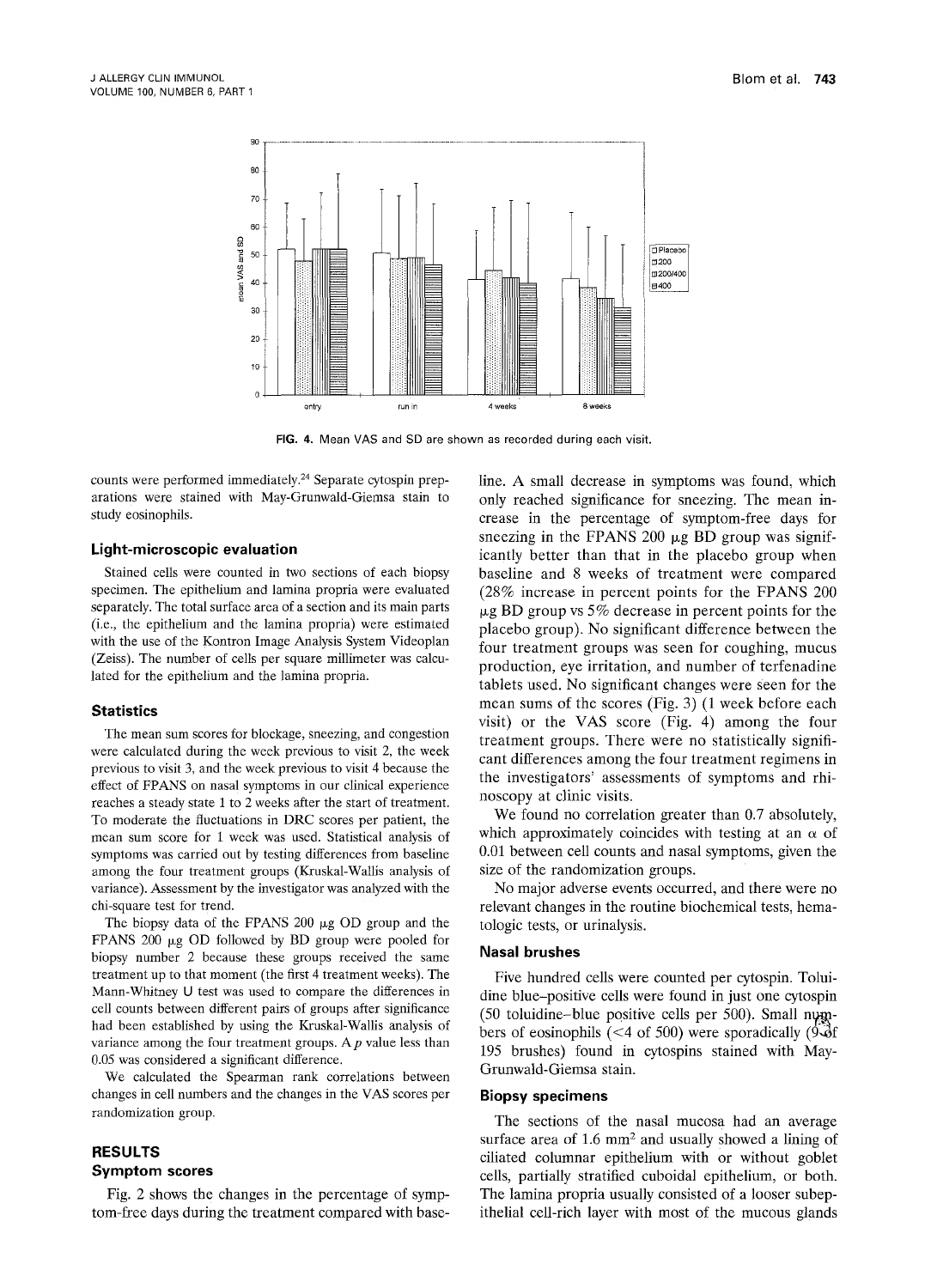FIG. 4. Mean VAS and SD are shown as recorded during each visit.

counts were performed immediately.[24] Separate cytospin preparations were stained with May-Grunwald-Giemsa stain to study eosinophils.

### Light-microscopic evaluation

Stained cells were counted in two sections of each biopsy specimen. The epithelium and lamina propria were evaluated separately. The total surface area of a section and its main parts (i.e., the epithelium and the lamina propria) were estimated with the use of the Kontron Image Analysis System Videoplan (Zeiss). The number of cells per square millimeter was calculated for the epithelium and the lamina propria.

### Statistics

The mean sum scores for blockage, sneezing, and congestion were calculated during the week previous to visit 2, the week previous to visit 3, and the week previous to visit 4 because the effect of FPANS on nasal symptoms in our clinical experience reaches a steady state 1 to 2 weeks after the start of treatment. To moderate the fluctuations in DRC scores per patient, the mean sum score for 1 week was used. Statistical analysis of symptoms was carried out by testing differences from baseline among the four treatment groups (Kruskal-Wallis analysis of variance). Assessment by the investigator was analyzed with the chi-square test for trend.

The biopsy data of the FPANS 200 μg OD group and the FPANS 200 μg OD followed by BD group were pooled for biopsy number 2 because these groups received the same treatment up to that moment (the first 4 treatment weeks). The Mann-Whitney U test was used to compare the differences in cell counts between different pairs of groups after significance had been established by using the Kruskal-Wallis analysis of variance among the four treatment groups. A $p$ value less than 0.05 was considered a significant difference.

We calculated the Spearman rank correlations between changes in cell numbers and the changes in the VAS scores per randomization group.

## RESULTS

### Symptom scores

Fig. 2 shows the changes in the percentage of symptom-free days during the treatment compared with baseline. A small decrease in symptoms was found, which only reached significance for sneezing. The mean increase in the percentage of symptom-free days for sneezing in the FPANS 200 μg BD group was significantly better than that in the placebo group when baseline and 8 weeks of treatment were compared (28% increase in percent points for the FPANS 200 μg BD group vs 5% decrease in percent points for the placebo group). No significant difference between the four treatment groups was seen for coughing, mucus production, eye irritation, and number of terfenadine tablets used. No significant changes were seen for the mean sums of the scores (Fig. 3) (1 week before each visit) or the VAS score (Fig. 4) among the four treatment groups. There were no statistically significant differences among the four treatment regimens in the investigators' assessments of symptoms and rhinoscopy at clinic visits.

We found no correlation greater than 0.7 absolutely, which approximately coincides with testing at an $\alpha$ of 0.01 between cell counts and nasal symptoms, given the size of the randomization groups.

No major adverse events occurred, and there were no relevant changes in the routine biochemical tests, hematologic tests, or urinalysis.

### Nasal brushes

Five hundred cells were counted per cytospin. Toluidine blue–positive cells were found in just one cytospin (50 toluidine-blue positive cells per 500). Small numbers of eosinophils (<4 of 500) were sporadically (9 of 195 brushes) found in cytospins stained with May-Grunwald-Giemsa stain.

### Biopsy specimens

The sections of the nasal mucosa had an average surface area of 1.6 $mm^2$ and usually showed a lining of ciliated columnar epithelium with or without goblet cells, partially stratified cuboidal epithelium, or both. The lamina propria usually consisted of a looser subepithelial cell-rich layer with most of the mucous glands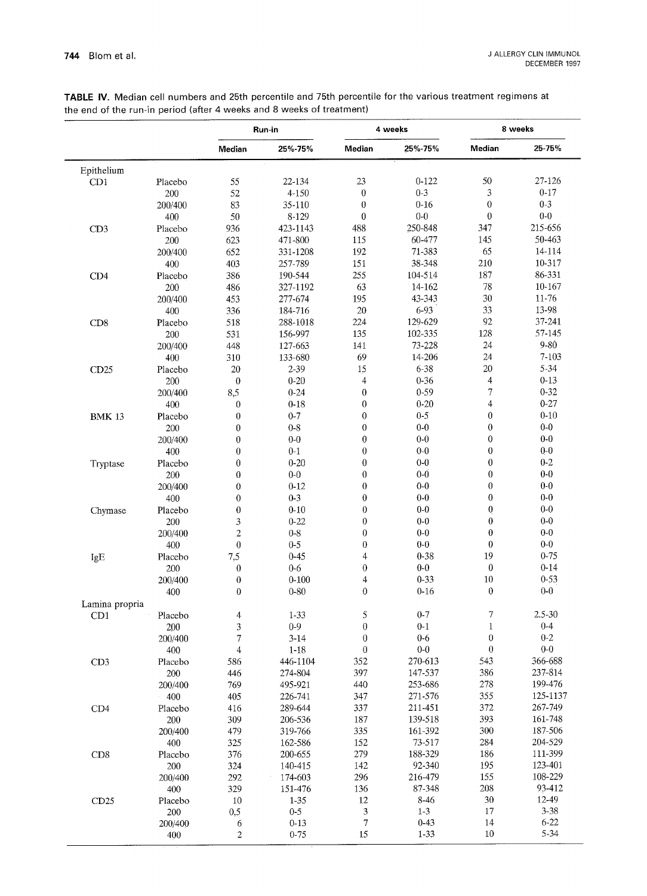**TABLE IV.** Median cell numbers and 25th percentile and 75th percentile for the various treatment regimens at the end of the run-in period (after 4 weeks and 8 weeks of treatment)

| | | Run-in | | 4 weeks | | 8 weeks | |
|---|---|---|---|---|---|---|---|
| | | Median | 25%-75% | Median | 25%-75% | Median | 25-75% |
| Epithelium | | | | | | | |
| CD1 | Placebo | 55 | 22-134 | 23 | 0-122 | 50 | 27-126 |
| | 200 | 52 | 4-150 | 0 | 0-3 | 3 | 0-17 |
| | 200/400 | 83 | 35-110 | 0 | 0-16 | 0 | 0-3 |
| | 400 | 50 | 8-129 | 0 | 0-0 | 0 | 0-0 |
| CD3 | Placebo | 936 | 423-1143 | 488 | 250-848 | 347 | 215-656 |
| | 200 | 623 | 471-800 | 115 | 60-477 | 145 | 50-463 |
| | 200/400 | 652 | 331-1208 | 192 | 71-383 | 65 | 14-114 |
| | 400 | 403 | 257-789 | 151 | 38-348 | 210 | 10-317 |
| CD4 | Placebo | 386 | 190-544 | 255 | 104-514 | 187 | 86-331 |
| | 200 | 486 | 327-1192 | 63 | 14-162 | 78 | 10-167 |
| | 200/400 | 453 | 277-674 | 195 | 43-343 | 30 | 11-76 |
| | 400 | 336 | 184-716 | 20 | 6-93 | 33 | 13-98 |
| CD8 | Placebo | 518 | 288-1018 | 224 | 129-629 | 92 | 37-241 |
| | 200 | 531 | 156-997 | 135 | 102-335 | 128 | 57-145 |
| | 200/400 | 448 | 127-663 | 141 | 73-228 | 24 | 9-80 |
| | 400 | 310 | 133-680 | 69 | 14-206 | 24 | 7-103 |
| CD25 | Placebo | 20 | 2-39 | 15 | 6-38 | 20 | 5-34 |
| | 200 | 0 | 0-20 | 4 | 0-36 | 4 | 0-13 |
| | 200/400 | 8,5 | 0-24 | 0 | 0-59 | 7 | 0-32 |
| | 400 | 0 | 0-18 | 0 | 0-20 | 4 | 0-27 |
| BMK 13 | Placebo | 0 | 0-7 | 0 | 0-5 | 0 | 0-10 |
| | 200 | 0 | 0-8 | 0 | 0-0 | 0 | 0-0 |
| | 200/400 | 0 | 0-0 | 0 | 0-0 | 0 | 0-0 |
| | 400 | 0 | 0-1 | 0 | 0-0 | 0 | 0-0 |
| Tryptase | Placebo | 0 | 0-20 | 0 | 0-0 | 0 | 0-2 |
| | 200 | 0 | 0-0 | 0 | 0-0 | 0 | 0-0 |
| | 200/400 | 0 | 0-12 | 0 | 0-0 | 0 | 0-0 |
| | 400 | 0 | 0-3 | 0 | 0-0 | 0 | 0-0 |
| Chymase | Placebo | 0 | 0-10 | 0 | 0-0 | 0 | 0-0 |
| | 200 | 3 | 0-22 | 0 | 0-0 | 0 | 0-0 |
| | 200/400 | 2 | 0-8 | 0 | 0-0 | 0 | 0-0 |
| | 400 | 0 | 0-5 | 0 | 0-0 | 0 | 0-0 |
| IgE | Placebo | 7,5 | 0-45 | 4 | 0-38 | 19 | 0-75 |
| | 200 | 0 | 0-6 | 0 | 0-0 | 0 | 0-14 |
| | 200/400 | 0 | 0-100 | 4 | 0-33 | 10 | 0-53 |
| | 400 | 0 | 0-80 | 0 | 0-16 | 0 | 0-0 |
| Lamina propria | | | | | | | |
| CD1 | Placebo | 4 | 1-33 | 5 | 0-7 | 7 | 2.5-30 |
| | 200 | 3 | 0-9 | 0 | 0-1 | 1 | 0-4 |
| | 200/400 | 7 | 3-14 | 0 | 0-6 | 0 | 0-2 |
| | 400 | 4 | 1-18 | 0 | 0-0 | 0 | 0-0 |
| CD3 | Placebo | 586 | 446-1104 | 352 | 270-613 | 543 | 366-688 |
| | 200 | 446 | 274-804 | 397 | 147-537 | 386 | 237-814 |
| | 200/400 | 769 | 495-921 | 440 | 253-686 | 278 | 199-476 |
| | 400 | 405 | 226-741 | 347 | 271-576 | 355 | 125-1137 |
| CD4 | Placebo | 416 | 289-644 | 337 | 211-451 | 372 | 267-749 |
| | 200 | 309 | 206-536 | 187 | 139-518 | 393 | 161-748 |
| | 200/400 | 479 | 319-766 | 335 | 161-392 | 300 | 187-506 |
| | 400 | 325 | 162-586 | 152 | 73-517 | 284 | 204-529 |
| CD8 | Placebo | 376 | 200-655 | 279 | 188-329 | 186 | 111-399 |
| | 200 | 324 | 140-415 | 142 | 92-340 | 195 | 123-401 |
| | 200/400 | 292 | 174-603 | 296 | 216-479 | 155 | 108-229 |
| | 400 | 329 | 151-476 | 136 | 87-348 | 208 | 93-412 |
| CD25 | Placebo | 10 | 1-35 | 12 | 8-46 | 30 | 12-49 |
| | 200 | 0,5 | 0-5 | 3 | 1-3 | 17 | 3-38 |
| | 200/400 | 6 | 0-13 | 7 | 0-43 | 14 | 6-22 |
| | 400 | 2 | 0-75 | 15 | 1-33 | 10 | 5-34 |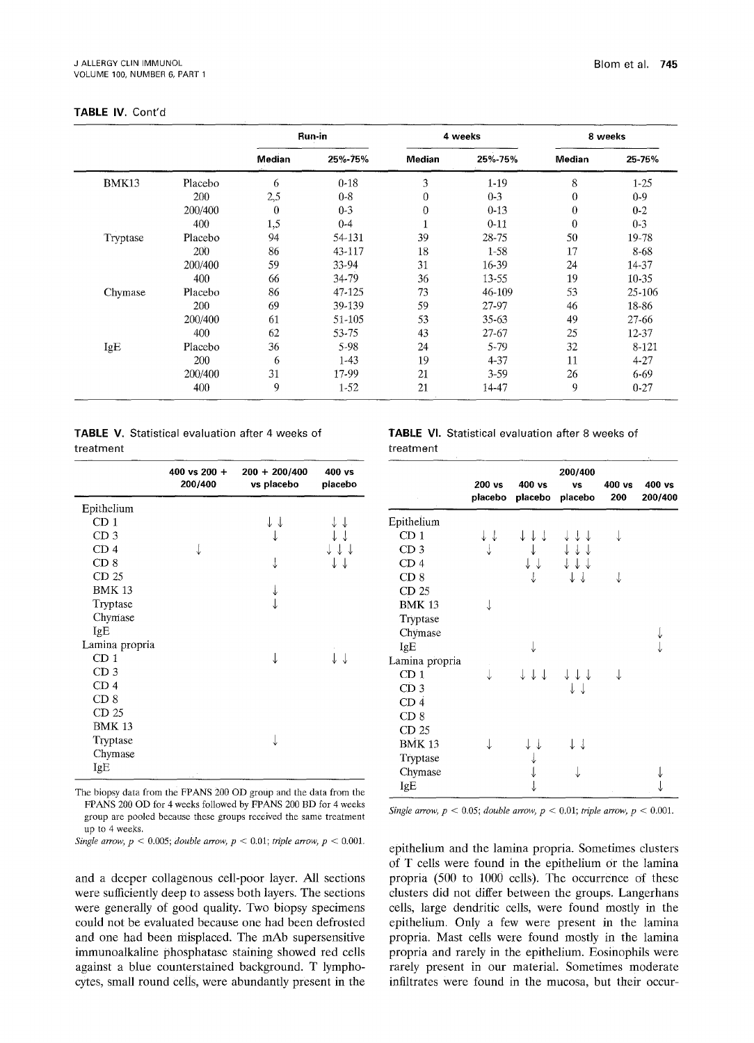**TABLE IV.** Cont'd

| | | Run-in | | 4 weeks | | 8 weeks | |
|---|---|---|---|---|---|---|---|
| | | Median | 25%-75% | Median | 25%-75% | Median | 25-75% |
| BMK13 | Placebo | 6 | 0-18 | 3 | 1-19 | 8 | 1-25 |
| | 200 | 2,5 | 0-8 | 0 | 0-3 | 0 | 0-9 |
| | 200/400 | 0 | 0-3 | 0 | 0-13 | 0 | 0-2 |
| | 400 | 1,5 | 0-4 | 1 | 0-11 | 0 | 0-3 |
| Tryptase | Placebo | 94 | 54-131 | 39 | 28-75 | 50 | 19-78 |
| | 200 | 86 | 43-117 | 18 | 1-58 | 17 | 8-68 |
| | 200/400 | 59 | 33-94 | 31 | 16-39 | 24 | 14-37 |
| | 400 | 66 | 34-79 | 36 | 13-55 | 19 | 10-35 |
| Chymase | Placebo | 86 | 47-125 | 73 | 46-109 | 53 | 25-106 |
| | 200 | 69 | 39-139 | 59 | 27-97 | 46 | 18-86 |
| | 200/400 | 61 | 51-105 | 53 | 35-63 | 49 | 27-66 |
| | 400 | 62 | 53-75 | 43 | 27-67 | 25 | 12-37 |
| IgE | Placebo | 36 | 5-98 | 24 | 5-79 | 32 | 8-121 |
| | 200 | 6 | 1-43 | 19 | 4-37 | 11 | 4-27 |
| | 200/400 | 31 | 17-99 | 21 | 3-59 | 26 | 6-69 |
| | 400 | 9 | 1-52 | 21 | 14-47 | 9 | 0-27 |

**TABLE V.** Statistical evaluation after 4 weeks of treatment

| | 400 vs 200 + 200/400 | 200 + 200/400 vs placebo | 400 vs placebo |
|---|---|---|---|
| Epithelium | | | |
| CD 1 | | ↓↓ | ↓↓ |
| CD 3 | | ↓ | ↓↓ |
| CD 4 | ↓ | | ↓↓↓ |
| CD 8 | | ↓ | ↓↓ |
| CD 25 | | | |
| BMK 13 | | ↓ | |
| Tryptase | | ↓ | |
| Chymase | | | |
| IgE | | | |
| Lamina propria | | | |
| CD 1 | | ↓ | ↓↓ |
| CD 3 | | | |
| CD 4 | | | |
| CD 8 | | | |
| CD 25 | | | |
| BMK 13 | | | |
| Tryptase | | ↓ | |
| Chymase | | | |
| IgE | | | |

The biopsy data from the FPANS 200 OD group and the data from the FPANS 200 OD for 4 weeks followed by FPANS 200 BD for 4 weeks group are pooled because these groups received the same treatment up to 4 weeks.

*Single arrow, $p < 0.005$; double arrow, $p < 0.01$; triple arrow, $p < 0.001$.*

**TABLE VI.** Statistical evaluation after 8 weeks of treatment

| | 200 vs placebo | 400 vs placebo | 200/400 vs placebo | 400 vs 200 | 400 vs 200/400 |
|---|---|---|---|---|---|
| Epithelium | | | | | |
| CD 1 | ↓↓ | ↓↓↓ | ↓↓↓ | ↓ | |
| CD 3 | ↓ | ↓ | ↓↓↓ | | |
| CD 4 | | ↓↓ | ↓↓↓ | | |
| CD 8 | | ↓ | ↓↓ | ↓ | |
| CD 25 | | | | | |
| BMK 13 | ↓ | | | | |
| Tryptase | | | | | |
| Chymase | | | | | ↓ |
| IgE | | ↓ | | | ↓ |
| Lamina propria | | | | | |
| CD 1 | ↓ | ↓↓↓ | ↓↓↓ | ↓ | |
| CD 3 | | | ↓↓ | | |
| CD 4 | | | | | |
| CD 8 | | | | | |
| CD 25 | | | | | |
| BMK 13 | ↓ | ↓↓ | ↓↓ | | |
| Tryptase | | ↓ | | | |
| Chymase | | ↓ | ↓ | | ↓ |
| IgE | | ↓ | | | ↓ |

*Single arrow, $p < 0.05$; double arrow, $p < 0.01$; triple arrow, $p < 0.001$.*

and a deeper collagenous cell-poor layer. All sections were sufficiently deep to assess both layers. The sections were generally of good quality. Two biopsy specimens could not be evaluated because one had been defrosted and one had been misplaced. The mAb supersensitive immunoalkaline phosphatase staining showed red cells against a blue counterstained background. T lymphocytes, small round cells, were abundantly present in the epithelium and the lamina propria. Sometimes clusters of T cells were found in the epithelium or the lamina propria (500 to 1000 cells). The occurrence of these clusters did not differ between the groups. Langerhans cells, large dendritic cells, were found mostly in the epithelium. Only a few were present in the lamina propria. Mast cells were found mostly in the lamina propria and rarely in the epithelium. Eosinophils were rarely present in our material. Sometimes moderate infiltrates were found in the mucosa, but their occur-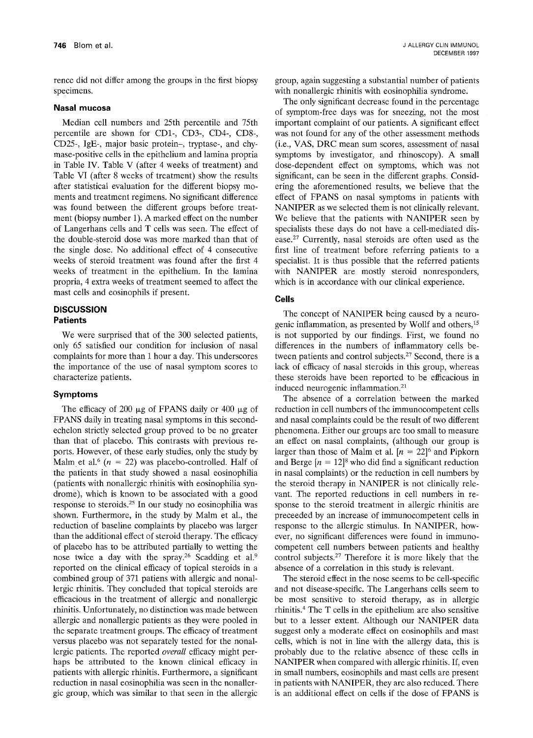rence did not differ among the groups in the first biopsy specimens.

### Nasal mucosa

Median cell numbers and 25th percentile and 75th percentile are shown for CD1-, CD3-, CD4-, CD8-, CD25-, IgE-, major basic protein–, tryptase-, and chymase-positive cells in the epithelium and lamina propria in Table IV. Table V (after 4 weeks of treatment) and Table VI (after 8 weeks of treatment) show the results after statistical evaluation for the different biopsy moments and treatment regimens. No significant difference was found between the different groups before treatment (biopsy number 1). A marked effect on the number of Langerhans cells and T cells was seen. The effect of the double-steroid dose was more marked than that of the single dose. No additional effect of 4 consecutive weeks of steroid treatment was found after the first 4 weeks of treatment in the epithelium. In the lamina propria, 4 extra weeks of treatment seemed to affect the mast cells and eosinophils if present.

## DISCUSSION

### Patients

We were surprised that of the 300 selected patients, only 65 satisfied our condition for inclusion of nasal complaints for more than 1 hour a day. This underscores the importance of the use of nasal symptom scores to characterize patients.

### Symptoms

The efficacy of 200 μg of FPANS daily or 400 μg of FPANS daily in treating nasal symptoms in this second-echelon strictly selected group proved to be no greater than that of placebo. This contrasts with previous reports. However, of these early studies, only the study by Malm et al.[6] ($n = 22$) was placebo-controlled. Half of the patients in that study showed a nasal eosinophilia (patients with nonallergic rhinitis with eosinophilia syndrome), which is known to be associated with a good response to steroids.[25] In our study no eosinophilia was shown. Furthermore, in the study by Malm et al., the reduction of baseline complaints by placebo was larger than the additional effect of steroid therapy. The efficacy of placebo has to be attributed partially to wetting the nose twice a day with the spray.[26] Scadding et al.[9] reported on the clinical efficacy of topical steroids in a combined group of 371 patiens with allergic and nonallergic rhinitis. They concluded that topical steroids are efficacious in the treatment of allergic and nonallergic rhinitis. Unfortunately, no distinction was made between allergic and nonallergic patients as they were pooled in the separate treatment groups. The efficacy of treatment versus placebo was not separately tested for the nonallergic patients. The reported *overall* efficacy might perhaps be attributed to the known clinical efficacy in patients with allergic rhinitis. Furthermore, a significant reduction in nasal eosinophilia was seen in the nonallergic group, which was similar to that seen in the allergic group, again suggesting a substantial number of patients with nonallergic rhinitis with eosinophilia syndrome.

The only significant decrease found in the percentage of symptom-free days was for sneezing, not the most important complaint of our patients. A significant effect was not found for any of the other assessment methods (i.e., VAS, DRC mean sum scores, assessment of nasal symptoms by investigator, and rhinoscopy). A small dose-dependent effect on symptoms, which was not significant, can be seen in the different graphs. Considering the aforementioned results, we believe that the effect of FPANS on nasal symptoms in patients with NANIPER as we selected them is not clinically relevant. We believe that the patients with NANIPER seen by specialists these days do not have a cell-mediated disease.[27] Currently, nasal steroids are often used as the first line of treatment before referring patients to a specialist. It is thus possible that the referred patients with NANIPER are mostly steroid nonresponders, which is in accordance with our clinical experience.

### Cells

The concept of NANIPER being caused by a neurogenic inflammation, as presented by Wolff and others,[15] is not supported by our findings. First, we found no differences in the numbers of inflammatory cells between patients and control subjects.[27] Second, there is a lack of efficacy of nasal steroids in this group, whereas these steroids have been reported to be efficacious in induced neurogenic inflammation.[21]

The absence of a correlation between the marked reduction in cell numbers of the immunocompetent cells and nasal complaints could be the result of two different phenomena. Either our groups are too small to measure an effect on nasal complaints, (although our group is larger than those of Malm et al. [$n = 22$][6] and Pipkorn and Berge [$n = 12$][8] who did find a significant reduction in nasal complaints) or the reduction in cell numbers by the steroid therapy in NANIPER is not clinically relevant. The reported reductions in cell numbers in response to the steroid treatment in allergic rhinitis are preceeded by an increase of immunocompetent cells in response to the allergic stimulus. In NANIPER, however, no significant differences were found in immunocompetent cell numbers between patients and healthy control subjects.[27] Therefore it is more likely that the absence of a correlation in this study is relevant.

The steroid effect in the nose seems to be cell-specific and not disease-specific. The Langerhans cells seem to be most sensitive to steroid therapy, as in allergic rhinitis.[4] The T cells in the epithelium are also sensitive but to a lesser extent. Although our NANIPER data suggest only a moderate effect on eosinophils and mast cells, which is not in line with the allergy data, this is probably due to the relative absence of these cells in NANIPER when compared with allergic rhinitis. If, even in small numbers, eosinophils and mast cells are present in patients with NANIPER, they are also reduced. There is an additional effect on cells if the dose of FPANS is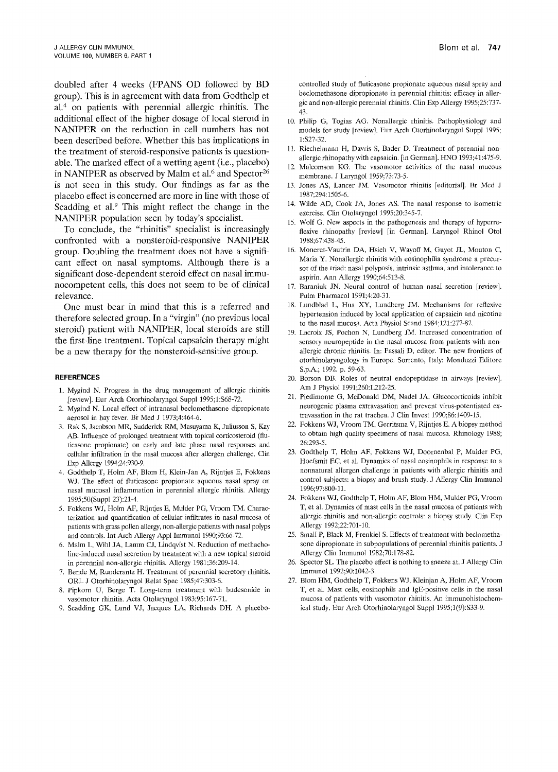doubled after 4 weeks (FPANS OD followed by BD group). This is in agreement with data from Godthelp et al.[4] on patients with perennial allergic rhinitis. The additional effect of the higher dosage of local steroid in NANIPER on the reduction in cell numbers has not been described before. Whether this has implications in the treatment of steroid-responsive patients is questionable. The marked effect of a wetting agent (i.e., placebo) in NANIPER as observed by Malm et al.[6] and Spector[26] is not seen in this study. Our findings as far as the placebo effect is concerned are more in line with those of Scadding et al.[9] This might reflect the change in the NANIPER population seen by today's specialist.

To conclude, the "rhinitis" specialist is increasingly confronted with a nonsteroid-responsive NANIPER group. Doubling the treatment does not have a significant effect on nasal symptoms. Although there is a significant dose-dependent steroid effect on nasal immunocompetent cells, this does not seem to be of clinical relevance.

One must bear in mind that this is a referred and therefore selected group. In a "virgin" (no previous local steroid) patient with NANIPER, local steroids are still the first-line treatment. Topical capsaicin therapy might be a new therapy for the nonsteroid-sensitive group.

## REFERENCES

1. Mygind N. Progress in the drug management of allergic rhinitis [review]. Eur Arch Otorhinolaryngol Suppl 1995;1:S68-72.
2. Mygind N. Local effect of intranasal beclomethasone dipropionate aerosol in hay fever. Br Med J 1973;4:464-6.
3. Rak S, Jacobson MR, Sudderick RM, Masuyama K, Juliusson S, Kay AB. Influence of prolonged treatment with topical corticosteroid (fluticasone propionate) on early and late phase nasal responses and cellular infiltration in the nasal mucosa after allergen challenge. Clin Exp Allergy 1994;24:930-9.
4. Godthelp T, Holm AF, Blom H, Klein-Jan A, Rijntjes E, Fokkens WJ. The effect of fluticasone propionate aqueous nasal spray on nasal mucosal inflammation in perennial allergic rhinitis. Allergy 1995;50(Suppl 23):21-4.
5. Fokkens WJ, Holm AF, Rijntjes E, Mulder PG, Vroom TM. Characterization and quantification of cellular infiltrates in nasal mucosa of patients with grass pollen allergy, non-allergic patients with nasal polyps and controls. Int Arch Allergy Appl Immunol 1990;93:66-72.
6. Malm L, Wihl JA, Lamm CJ, Lindqvist N. Reduction of methacholine-induced nasal secretion by treatment with a new topical steroid in perennial non-allergic rhinitis. Allergy 1981;36:209-14.
7. Bende M, Rundcrantz H. Treatment of perennial secretory rhinitis. ORL J Otorhinolaryngol Relat Spec 1985;47:303-6.
8. Pipkorn U, Berge T. Long-term treatment with budesonide in vasomotor rhinitis. Acta Otolaryngol 1983;95:167-71.
9. Scadding GK, Lund VJ, Jacques LA, Richards DH. A placebo-controlled study of fluticasone propionate aqueous nasal spray and beclomethasone dipropionate in perennial rhinitis: efficacy in allergic and non-allergic perennial rhinitis. Clin Exp Allergy 1995;25:737-43.
10. Philip G, Togias AG. Nonallergic rhinitis. Pathophysiology and models for study [review]. Eur Arch Otorhinolaryngol Suppl 1995;1:S27-32.
11. Riechelmann H, Davris S, Bader D. Treatment of perennial non-allergic rhinopathy with capsaicin. [in German]. HNO 1993;41:475-9.
12. Malcomson KG. The vasomotor activities of the nasal mucous membrane. J Laryngol 1959;73:73-5.
13. Jones AS, Lancer JM. Vasomotor rhinitis [editorial]. Br Med J 1987;294:1505-6.
14. Wilde AD, Cook JA, Jones AS. The nasal response to isometric exercise. Clin Otolaryngol 1995;20:345-7.
15. Wolf G. New aspects in the pathogenesis and therapy of hyperreflexive rhinopathy [review] [in German]. Laryngol Rhinol Otol 1988;67:438-45.
16. Moneret-Vautrin DA, Hsieh V, Wayoff M, Guyot JL, Mouton C, Maria Y. Nonallergic rhinitis with eosinophilia syndrome a precursor of the triad: nasal polyposis, intrinsic asthma, and intolerance to aspirin. Ann Allergy 1990;64:513-8.
17. Baraniuk JN. Neural control of human nasal secretion [review]. Pulm Pharmacol 1991;4:20-31.
18. Lundblad L, Hua XY, Lundberg JM. Mechanisms for reflexive hypertension induced by local application of capsaicin and nicotine to the nasal mucosa. Acta Physiol Scand 1984;121:277-82.
19. Lacroix JS, Pochon N, Lundberg JM. Increased concentration of sensory neuropeptide in the nasal mucosa from patients with non-allergic chronic rhinitis. In: Passali D, editor. The new frontiers of otorhinolaryngology in Europe. Sorrento, Italy: Monduzzi Editore S.p.A.; 1992. p. 59-63.
20. Borson DB. Roles of neutral endopeptidase in airways [review]. Am J Physiol 1991;260:L212-25.
21. Piedimonte G, McDonald DM, Nadel JA. Glucocorticoids inhibit neurogenic plasma extravasation and prevent virus-potentiated extravasation in the rat trachea. J Clin Invest 1990;86:1409-15.
22. Fokkens WJ, Vroom TM, Gerritsma V, Rijntjes E. A biopsy method to obtain high quality specimens of nasal mucosa. Rhinology 1988;26:293-5.
23. Godthelp T, Holm AF, Fokkens WJ, Doornenbal P, Mulder PG, Hoefsmit EC, et al. Dynamics of nasal eosinophils in response to a nonnatural allergen challenge in patients with allergic rhinitis and control subjects: a biopsy and brush study. J Allergy Clin Immunol 1996;97:800-11.
24. Fokkens WJ, Godthelp T, Holm AF, Blom HM, Mulder PG, Vroom T, et al. Dynamics of mast cells in the nasal mucosa of patients with allergic rhinitis and non-allergic controls: a biopsy study. Clin Exp Allergy 1992;22:701-10.
25. Small P, Black M, Frenkiel S. Effects of treatment with beclomethasone dipropionate in subpopulations of perennial rhinitis patients. J Allergy Clin Immunol 1982;70:178-82.
26. Spector SL. The placebo effect is nothing to sneeze at. J Allergy Clin Immunol 1992;90:1042-3.
27. Blom HM, Godthelp T, Fokkens WJ, Kleinjan A, Holm AF, Vroom T, et al. Mast cells, eosinophils and IgE-positive cells in the nasal mucosa of patients with vasomotor rhinitis. An immunohistochemical study. Eur Arch Otorhinolaryngol Suppl 1995;1(9):S33-9.